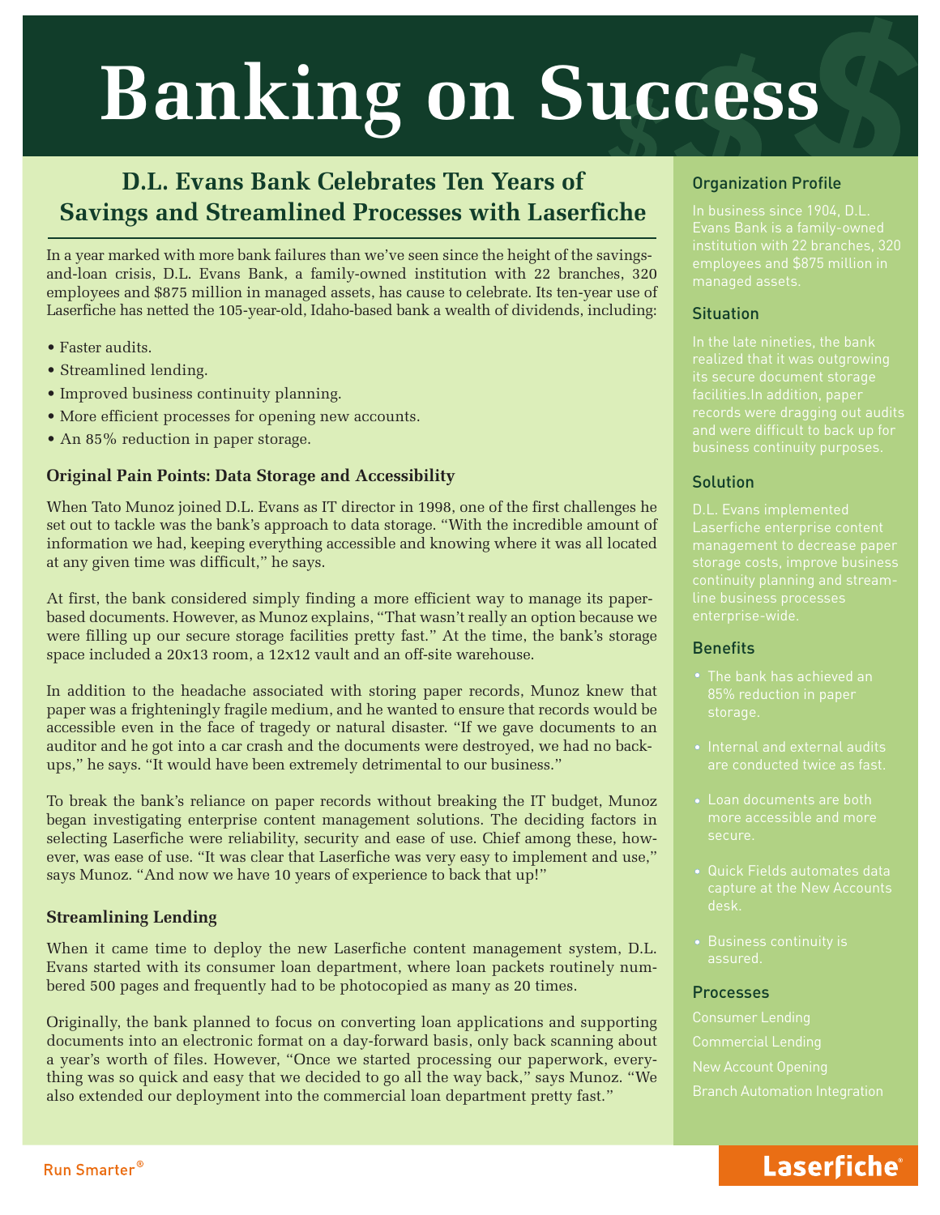# Banking on Success

## D.L. Evans Bank Celebrates Ten Years of Savings and Streamlined Processes with Laserfiche

In a year marked with more bank failures than we've seen since the height of the savings-and-loan crisis, D.L. Evans Bank, a family-owned institution with 22 branches, 320 employees and $875 million in managed assets, has cause to celebrate. Its ten-year use of Laserfiche has netted the 105-year-old, Idaho-based bank a wealth of dividends, including:

- Faster audits.
- Streamlined lending.
- Improved business continuity planning.
- More efficient processes for opening new accounts.
- An 85% reduction in paper storage.

### Original Pain Points: Data Storage and Accessibility

When Tato Munoz joined D.L. Evans as IT director in 1998, one of the first challenges he set out to tackle was the bank's approach to data storage. "With the incredible amount of information we had, keeping everything accessible and knowing where it was all located at any given time was difficult," he says.

At first, the bank considered simply finding a more efficient way to manage its paper-based documents. However, as Munoz explains, "That wasn't really an option because we were filling up our secure storage facilities pretty fast." At the time, the bank's storage space included a 20x13 room, a 12x12 vault and an off-site warehouse.

In addition to the headache associated with storing paper records, Munoz knew that paper was a frighteningly fragile medium, and he wanted to ensure that records would be accessible even in the face of tragedy or natural disaster. "If we gave documents to an auditor and he got into a car crash and the documents were destroyed, we had no back-ups," he says. "It would have been extremely detrimental to our business."

To break the bank's reliance on paper records without breaking the IT budget, Munoz began investigating enterprise content management solutions. The deciding factors in selecting Laserfiche were reliability, security and ease of use. Chief among these, however, was ease of use. "It was clear that Laserfiche was very easy to implement and use," says Munoz. "And now we have 10 years of experience to back that up!"

### Streamlining Lending

When it came time to deploy the new Laserfiche content management system, D.L. Evans started with its consumer loan department, where loan packets routinely numbered 500 pages and frequently had to be photocopied as many as 20 times.

Originally, the bank planned to focus on converting loan applications and supporting documents into an electronic format on a day-forward basis, only back scanning about a year's worth of files. However, "Once we started processing our paperwork, everything was so quick and easy that we decided to go all the way back," says Munoz. "We also extended our deployment into the commercial loan department pretty fast."

### Organization Profile

In business since 1904, D.L. Evans Bank is a family-owned institution with 22 branches, 320 employees and $875 million in managed assets.

### Situation

In the late nineties, the bank realized that it was outgrowing its secure document storage facilities.In addition, paper records were dragging out audits and were difficult to back up for business continuity purposes.

### Solution

D.L. Evans implemented Laserfiche enterprise content management to decrease paper storage costs, improve business continuity planning and streamline business processes enterprise-wide.

### Benefits

- The bank has achieved an 85% reduction in paper storage.
- Internal and external audits are conducted twice as fast.
- Loan documents are both more accessible and more secure.
- Quick Fields automates data capture at the New Accounts desk.
- Business continuity is assured.

### Processes

Consumer Lending
Commercial Lending
New Account Opening
Branch Automation Integration

Run Smarter®

Laserfiche®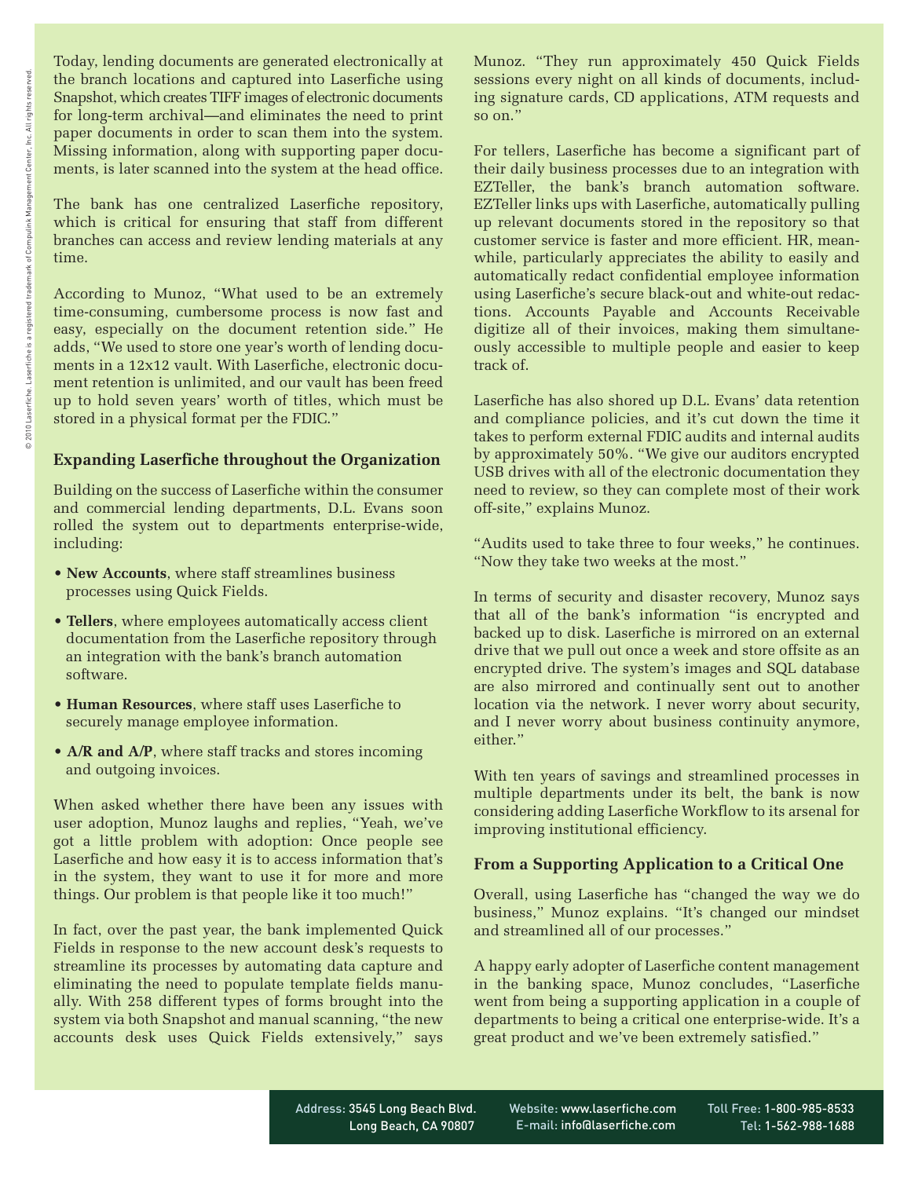Today, lending documents are generated electronically at the branch locations and captured into Laserfiche using Snapshot, which creates TIFF images of electronic documents for long-term archival—and eliminates the need to print paper documents in order to scan them into the system. Missing information, along with supporting paper documents, is later scanned into the system at the head office.

The bank has one centralized Laserfiche repository, which is critical for ensuring that staff from different branches can access and review lending materials at any time.

According to Munoz, "What used to be an extremely time-consuming, cumbersome process is now fast and easy, especially on the document retention side." He adds, "We used to store one year's worth of lending documents in a 12x12 vault. With Laserfiche, electronic document retention is unlimited, and our vault has been freed up to hold seven years' worth of titles, which must be stored in a physical format per the FDIC."

## Expanding Laserfiche throughout the Organization

Building on the success of Laserfiche within the consumer and commercial lending departments, D.L. Evans soon rolled the system out to departments enterprise-wide, including:

- **New Accounts**, where staff streamlines business processes using Quick Fields.
- **Tellers**, where employees automatically access client documentation from the Laserfiche repository through an integration with the bank's branch automation software.
- **Human Resources**, where staff uses Laserfiche to securely manage employee information.
- **A/R and A/P**, where staff tracks and stores incoming and outgoing invoices.

When asked whether there have been any issues with user adoption, Munoz laughs and replies, "Yeah, we've got a little problem with adoption: Once people see Laserfiche and how easy it is to access information that's in the system, they want to use it for more and more things. Our problem is that people like it too much!"

In fact, over the past year, the bank implemented Quick Fields in response to the new account desk's requests to streamline its processes by automating data capture and eliminating the need to populate template fields manually. With 258 different types of forms brought into the system via both Snapshot and manual scanning, "the new accounts desk uses Quick Fields extensively," says Munoz. "They run approximately 450 Quick Fields sessions every night on all kinds of documents, including signature cards, CD applications, ATM requests and so on."

For tellers, Laserfiche has become a significant part of their daily business processes due to an integration with EZTeller, the bank's branch automation software. EZTeller links ups with Laserfiche, automatically pulling up relevant documents stored in the repository so that customer service is faster and more efficient. HR, meanwhile, particularly appreciates the ability to easily and automatically redact confidential employee information using Laserfiche's secure black-out and white-out redactions. Accounts Payable and Accounts Receivable digitize all of their invoices, making them simultaneously accessible to multiple people and easier to keep track of.

Laserfiche has also shored up D.L. Evans' data retention and compliance policies, and it's cut down the time it takes to perform external FDIC audits and internal audits by approximately 50%. "We give our auditors encrypted USB drives with all of the electronic documentation they need to review, so they can complete most of their work off-site," explains Munoz.

"Audits used to take three to four weeks," he continues. "Now they take two weeks at the most."

In terms of security and disaster recovery, Munoz says that all of the bank's information "is encrypted and backed up to disk. Laserfiche is mirrored on an external drive that we pull out once a week and store offsite as an encrypted drive. The system's images and SQL database are also mirrored and continually sent out to another location via the network. I never worry about security, and I never worry about business continuity anymore, either."

With ten years of savings and streamlined processes in multiple departments under its belt, the bank is now considering adding Laserfiche Workflow to its arsenal for improving institutional efficiency.

## From a Supporting Application to a Critical One

Overall, using Laserfiche has "changed the way we do business," Munoz explains. "It's changed our mindset and streamlined all of our processes."

A happy early adopter of Laserfiche content management in the banking space, Munoz concludes, "Laserfiche went from being a supporting application in a couple of departments to being a critical one enterprise-wide. It's a great product and we've been extremely satisfied."

© 2010 Laserfiche. Laserfiche is a registered trademark of Compulink Management Center, Inc. All rights reserved.

Address: 3545 Long Beach Blvd. Long Beach, CA 90807
Website: www.laserfiche.com
E-mail: info@laserfiche.com
Toll Free: 1-800-985-8533
Tel: 1-562-988-1688